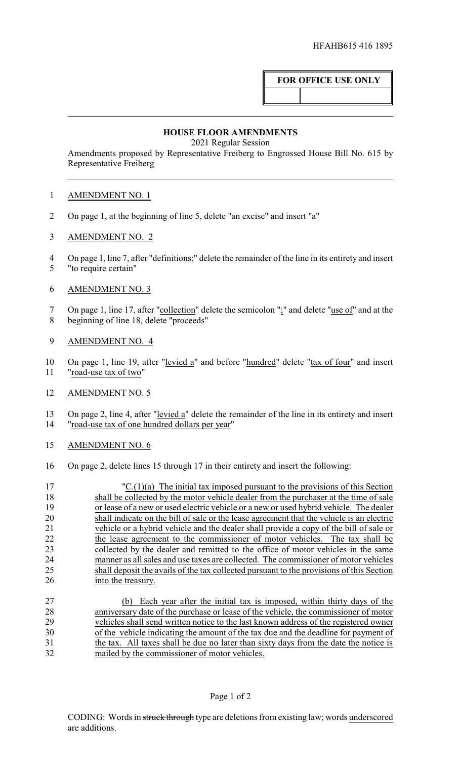HFAHB615 416 1895

**FOR OFFICE USE ONLY**

## HOUSE FLOOR AMENDMENTS

2021 Regular Session

Amendments proposed by Representative Freiberg to Engrossed House Bill No. 615 by Representative Freiberg

AMENDMENT NO. 1

On page 1, at the beginning of line 5, delete "an excise" and insert "a"

AMENDMENT NO. 2

On page 1, line 7, after "definitions;" delete the remainder of the line in its entirety and insert "to require certain"

AMENDMENT NO. 3

On page 1, line 17, after "collection" delete the semicolon ";" and delete "use of" and at the beginning of line 18, delete "proceeds"

AMENDMENT NO. 4

On page 1, line 19, after "levied a" and before "hundred" delete "tax of four" and insert "road-use tax of two"

AMENDMENT NO. 5

On page 2, line 4, after "levied a" delete the remainder of the line in its entirety and insert "road-use tax of one hundred dollars per year"

AMENDMENT NO. 6

On page 2, delete lines 15 through 17 in their entirety and insert the following:

"C.(1)(a) The initial tax imposed pursuant to the provisions of this Section shall be collected by the motor vehicle dealer from the purchaser at the time of sale or lease of a new or used electric vehicle or a new or used hybrid vehicle. The dealer shall indicate on the bill of sale or the lease agreement that the vehicle is an electric vehicle or a hybrid vehicle and the dealer shall provide a copy of the bill of sale or the lease agreement to the commissioner of motor vehicles. The tax shall be collected by the dealer and remitted to the office of motor vehicles in the same manner as all sales and use taxes are collected. The commissioner of motor vehicles shall deposit the avails of the tax collected pursuant to the provisions of this Section into the treasury.

(b) Each year after the initial tax is imposed, within thirty days of the anniversary date of the purchase or lease of the vehicle, the commissioner of motor vehicles shall send written notice to the last known address of the registered owner of the vehicle indicating the amount of the tax due and the deadline for payment of the tax. All taxes shall be due no later than sixty days from the date the notice is mailed by the commissioner of motor vehicles.

CODING: Words in ~~struck through~~ type are deletions from existing law; words underscored are additions.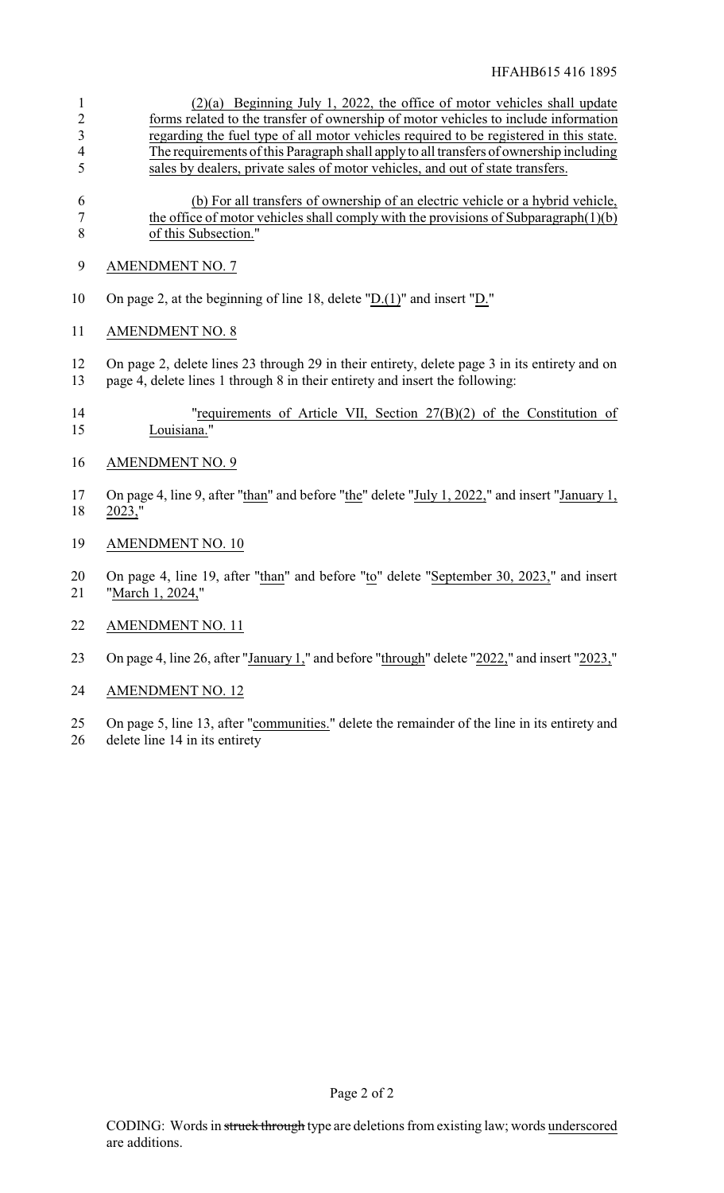(2)(a) Beginning July 1, 2022, the office of motor vehicles shall update forms related to the transfer of ownership of motor vehicles to include information regarding the fuel type of all motor vehicles required to be registered in this state. The requirements of this Paragraph shall apply to all transfers of ownership including sales by dealers, private sales of motor vehicles, and out of state transfers.

(b) For all transfers of ownership of an electric vehicle or a hybrid vehicle, the office of motor vehicles shall comply with the provisions of Subparagraph(1)(b) of this Subsection."

AMENDMENT NO. 7

On page 2, at the beginning of line 18, delete "D.(1)" and insert "D."

AMENDMENT NO. 8

On page 2, delete lines 23 through 29 in their entirety, delete page 3 in its entirety and on page 4, delete lines 1 through 8 in their entirety and insert the following:

"requirements of Article VII, Section 27(B)(2) of the Constitution of Louisiana."

AMENDMENT NO. 9

On page 4, line 9, after "than" and before "the" delete "July 1, 2022," and insert "January 1, 2023,"

AMENDMENT NO. 10

On page 4, line 19, after "than" and before "to" delete "September 30, 2023," and insert "March 1, 2024,"

AMENDMENT NO. 11

On page 4, line 26, after "January 1," and before "through" delete "2022," and insert "2023,"

AMENDMENT NO. 12

On page 5, line 13, after "communities." delete the remainder of the line in its entirety and delete line 14 in its entirety

CODING: Words in struck through type are deletions from existing law; words underscored are additions.